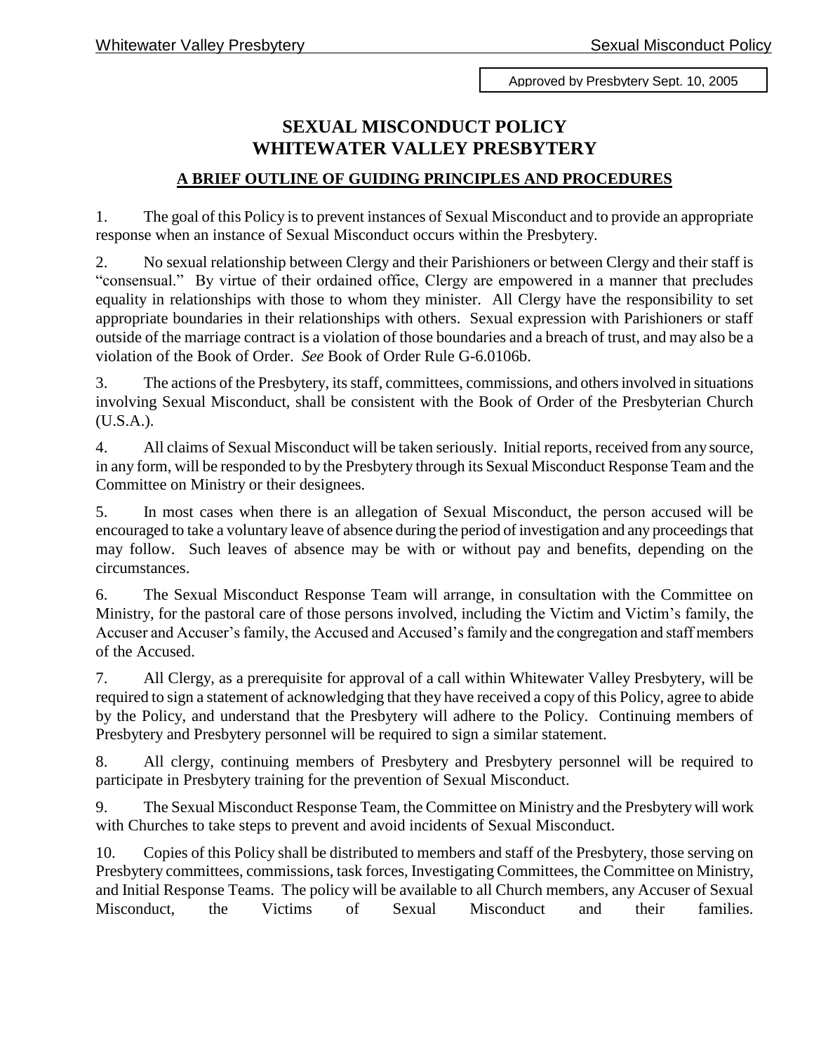Approved by Presbytery Sept. 10, 2005

# SEXUAL MISCONDUCT POLICY
# WHITEWATER VALLEY PRESBYTERY

## A BRIEF OUTLINE OF GUIDING PRINCIPLES AND PROCEDURES

1. The goal of this Policy is to prevent instances of Sexual Misconduct and to provide an appropriate response when an instance of Sexual Misconduct occurs within the Presbytery.

2. No sexual relationship between Clergy and their Parishioners or between Clergy and their staff is "consensual." By virtue of their ordained office, Clergy are empowered in a manner that precludes equality in relationships with those to whom they minister. All Clergy have the responsibility to set appropriate boundaries in their relationships with others. Sexual expression with Parishioners or staff outside of the marriage contract is a violation of those boundaries and a breach of trust, and may also be a violation of the Book of Order. *See* Book of Order Rule G-6.0106b.

3. The actions of the Presbytery, its staff, committees, commissions, and others involved in situations involving Sexual Misconduct, shall be consistent with the Book of Order of the Presbyterian Church (U.S.A.).

4. All claims of Sexual Misconduct will be taken seriously. Initial reports, received from any source, in any form, will be responded to by the Presbytery through its Sexual Misconduct Response Team and the Committee on Ministry or their designees.

5. In most cases when there is an allegation of Sexual Misconduct, the person accused will be encouraged to take a voluntary leave of absence during the period of investigation and any proceedings that may follow. Such leaves of absence may be with or without pay and benefits, depending on the circumstances.

6. The Sexual Misconduct Response Team will arrange, in consultation with the Committee on Ministry, for the pastoral care of those persons involved, including the Victim and Victim's family, the Accuser and Accuser's family, the Accused and Accused's family and the congregation and staff members of the Accused.

7. All Clergy, as a prerequisite for approval of a call within Whitewater Valley Presbytery, will be required to sign a statement of acknowledging that they have received a copy of this Policy, agree to abide by the Policy, and understand that the Presbytery will adhere to the Policy. Continuing members of Presbytery and Presbytery personnel will be required to sign a similar statement.

8. All clergy, continuing members of Presbytery and Presbytery personnel will be required to participate in Presbytery training for the prevention of Sexual Misconduct.

9. The Sexual Misconduct Response Team, the Committee on Ministry and the Presbytery will work with Churches to take steps to prevent and avoid incidents of Sexual Misconduct.

10. Copies of this Policy shall be distributed to members and staff of the Presbytery, those serving on Presbytery committees, commissions, task forces, Investigating Committees, the Committee on Ministry, and Initial Response Teams. The policy will be available to all Church members, any Accuser of Sexual Misconduct, the Victims of Sexual Misconduct and their families.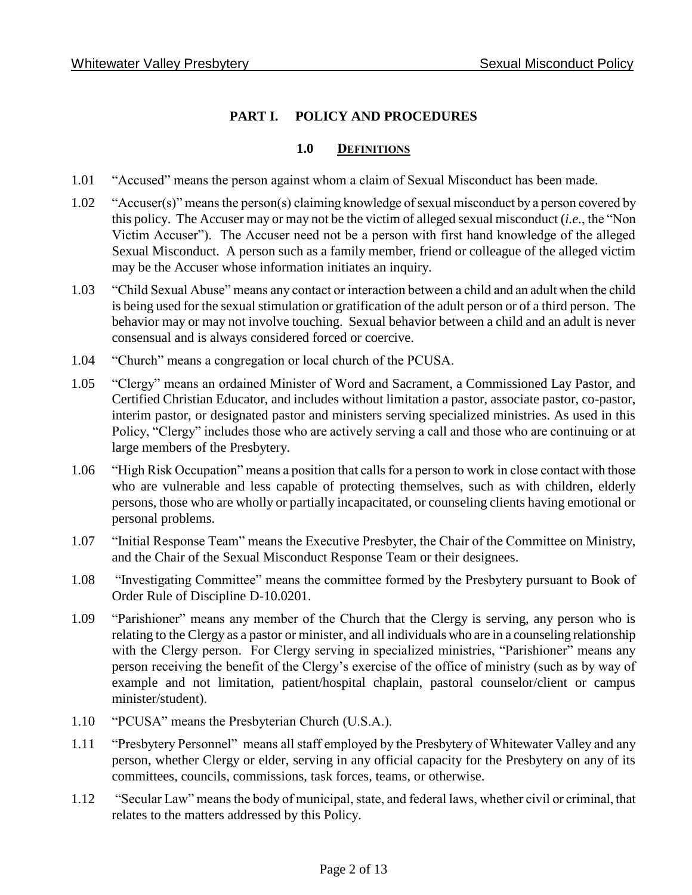# PART I. POLICY AND PROCEDURES

## 1.0 DEFINITIONS

1.01 "Accused" means the person against whom a claim of Sexual Misconduct has been made.

1.02 "Accuser(s)" means the person(s) claiming knowledge of sexual misconduct by a person covered by this policy. The Accuser may or may not be the victim of alleged sexual misconduct (*i.e.*, the "Non Victim Accuser"). The Accuser need not be a person with first hand knowledge of the alleged Sexual Misconduct. A person such as a family member, friend or colleague of the alleged victim may be the Accuser whose information initiates an inquiry.

1.03 "Child Sexual Abuse" means any contact or interaction between a child and an adult when the child is being used for the sexual stimulation or gratification of the adult person or of a third person. The behavior may or may not involve touching. Sexual behavior between a child and an adult is never consensual and is always considered forced or coercive.

1.04 "Church" means a congregation or local church of the PCUSA.

1.05 "Clergy" means an ordained Minister of Word and Sacrament, a Commissioned Lay Pastor, and Certified Christian Educator, and includes without limitation a pastor, associate pastor, co-pastor, interim pastor, or designated pastor and ministers serving specialized ministries. As used in this Policy, "Clergy" includes those who are actively serving a call and those who are continuing or at large members of the Presbytery.

1.06 "High Risk Occupation" means a position that calls for a person to work in close contact with those who are vulnerable and less capable of protecting themselves, such as with children, elderly persons, those who are wholly or partially incapacitated, or counseling clients having emotional or personal problems.

1.07 "Initial Response Team" means the Executive Presbyter, the Chair of the Committee on Ministry, and the Chair of the Sexual Misconduct Response Team or their designees.

1.08 "Investigating Committee" means the committee formed by the Presbytery pursuant to Book of Order Rule of Discipline D-10.0201.

1.09 "Parishioner" means any member of the Church that the Clergy is serving, any person who is relating to the Clergy as a pastor or minister, and all individuals who are in a counseling relationship with the Clergy person. For Clergy serving in specialized ministries, "Parishioner" means any person receiving the benefit of the Clergy's exercise of the office of ministry (such as by way of example and not limitation, patient/hospital chaplain, pastoral counselor/client or campus minister/student).

1.10 "PCUSA" means the Presbyterian Church (U.S.A.).

1.11 "Presbytery Personnel" means all staff employed by the Presbytery of Whitewater Valley and any person, whether Clergy or elder, serving in any official capacity for the Presbytery on any of its committees, councils, commissions, task forces, teams, or otherwise.

1.12 "Secular Law" means the body of municipal, state, and federal laws, whether civil or criminal, that relates to the matters addressed by this Policy.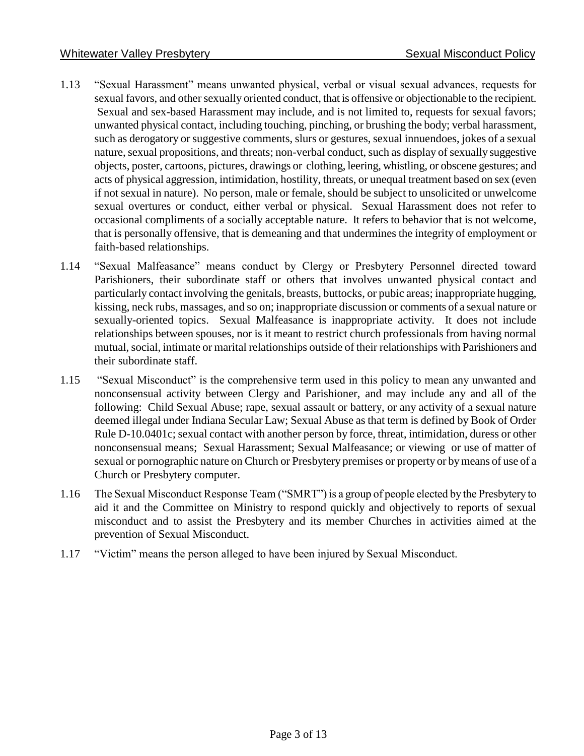1.13 "Sexual Harassment" means unwanted physical, verbal or visual sexual advances, requests for sexual favors, and other sexually oriented conduct, that is offensive or objectionable to the recipient. Sexual and sex-based Harassment may include, and is not limited to, requests for sexual favors; unwanted physical contact, including touching, pinching, or brushing the body; verbal harassment, such as derogatory or suggestive comments, slurs or gestures, sexual innuendoes, jokes of a sexual nature, sexual propositions, and threats; non-verbal conduct, such as display of sexually suggestive objects, poster, cartoons, pictures, drawings or clothing, leering, whistling, or obscene gestures; and acts of physical aggression, intimidation, hostility, threats, or unequal treatment based on sex (even if not sexual in nature). No person, male or female, should be subject to unsolicited or unwelcome sexual overtures or conduct, either verbal or physical. Sexual Harassment does not refer to occasional compliments of a socially acceptable nature. It refers to behavior that is not welcome, that is personally offensive, that is demeaning and that undermines the integrity of employment or faith-based relationships.

1.14 "Sexual Malfeasance" means conduct by Clergy or Presbytery Personnel directed toward Parishioners, their subordinate staff or others that involves unwanted physical contact and particularly contact involving the genitals, breasts, buttocks, or pubic areas; inappropriate hugging, kissing, neck rubs, massages, and so on; inappropriate discussion or comments of a sexual nature or sexually-oriented topics. Sexual Malfeasance is inappropriate activity. It does not include relationships between spouses, nor is it meant to restrict church professionals from having normal mutual, social, intimate or marital relationships outside of their relationships with Parishioners and their subordinate staff.

1.15 "Sexual Misconduct" is the comprehensive term used in this policy to mean any unwanted and nonconsensual activity between Clergy and Parishioner, and may include any and all of the following: Child Sexual Abuse; rape, sexual assault or battery, or any activity of a sexual nature deemed illegal under Indiana Secular Law; Sexual Abuse as that term is defined by Book of Order Rule D-10.0401c; sexual contact with another person by force, threat, intimidation, duress or other nonconsensual means; Sexual Harassment; Sexual Malfeasance; or viewing or use of matter of sexual or pornographic nature on Church or Presbytery premises or property or by means of use of a Church or Presbytery computer.

1.16 The Sexual Misconduct Response Team ("SMRT") is a group of people elected by the Presbytery to aid it and the Committee on Ministry to respond quickly and objectively to reports of sexual misconduct and to assist the Presbytery and its member Churches in activities aimed at the prevention of Sexual Misconduct.

1.17 "Victim" means the person alleged to have been injured by Sexual Misconduct.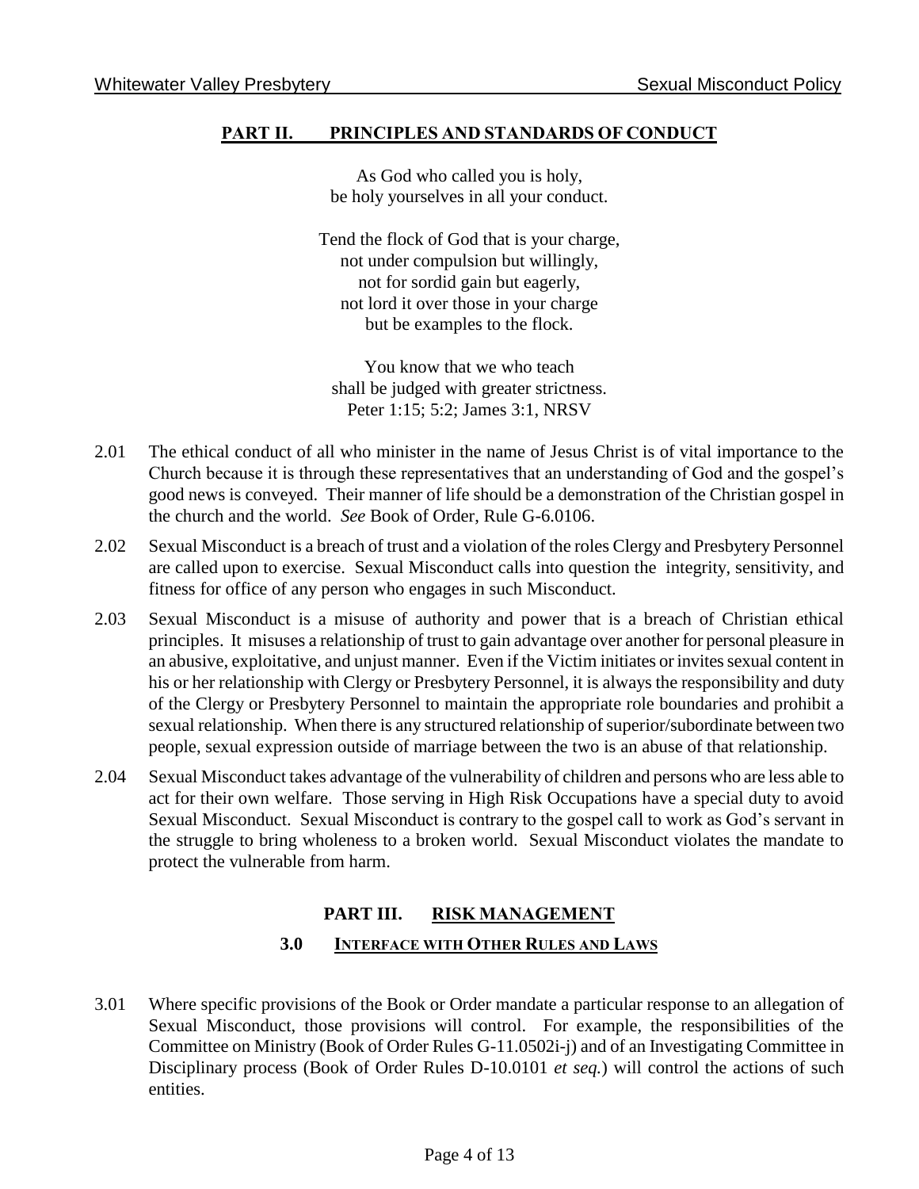## PART II. PRINCIPLES AND STANDARDS OF CONDUCT

As God who called you is holy,
be holy yourselves in all your conduct.

Tend the flock of God that is your charge,
not under compulsion but willingly,
not for sordid gain but eagerly,
not lord it over those in your charge
but be examples to the flock.

You know that we who teach
shall be judged with greater strictness.
Peter 1:15; 5:2; James 3:1, NRSV

2.01 The ethical conduct of all who minister in the name of Jesus Christ is of vital importance to the Church because it is through these representatives that an understanding of God and the gospel's good news is conveyed. Their manner of life should be a demonstration of the Christian gospel in the church and the world. *See* Book of Order, Rule G-6.0106.

2.02 Sexual Misconduct is a breach of trust and a violation of the roles Clergy and Presbytery Personnel are called upon to exercise. Sexual Misconduct calls into question the integrity, sensitivity, and fitness for office of any person who engages in such Misconduct.

2.03 Sexual Misconduct is a misuse of authority and power that is a breach of Christian ethical principles. It misuses a relationship of trust to gain advantage over another for personal pleasure in an abusive, exploitative, and unjust manner. Even if the Victim initiates or invites sexual content in his or her relationship with Clergy or Presbytery Personnel, it is always the responsibility and duty of the Clergy or Presbytery Personnel to maintain the appropriate role boundaries and prohibit a sexual relationship. When there is any structured relationship of superior/subordinate between two people, sexual expression outside of marriage between the two is an abuse of that relationship.

2.04 Sexual Misconduct takes advantage of the vulnerability of children and persons who are less able to act for their own welfare. Those serving in High Risk Occupations have a special duty to avoid Sexual Misconduct. Sexual Misconduct is contrary to the gospel call to work as God's servant in the struggle to bring wholeness to a broken world. Sexual Misconduct violates the mandate to protect the vulnerable from harm.

## PART III. RISK MANAGEMENT

### 3.0 INTERFACE WITH OTHER RULES AND LAWS

3.01 Where specific provisions of the Book or Order mandate a particular response to an allegation of Sexual Misconduct, those provisions will control. For example, the responsibilities of the Committee on Ministry (Book of Order Rules G-11.0502i-j) and of an Investigating Committee in Disciplinary process (Book of Order Rules D-10.0101 *et seq.*) will control the actions of such entities.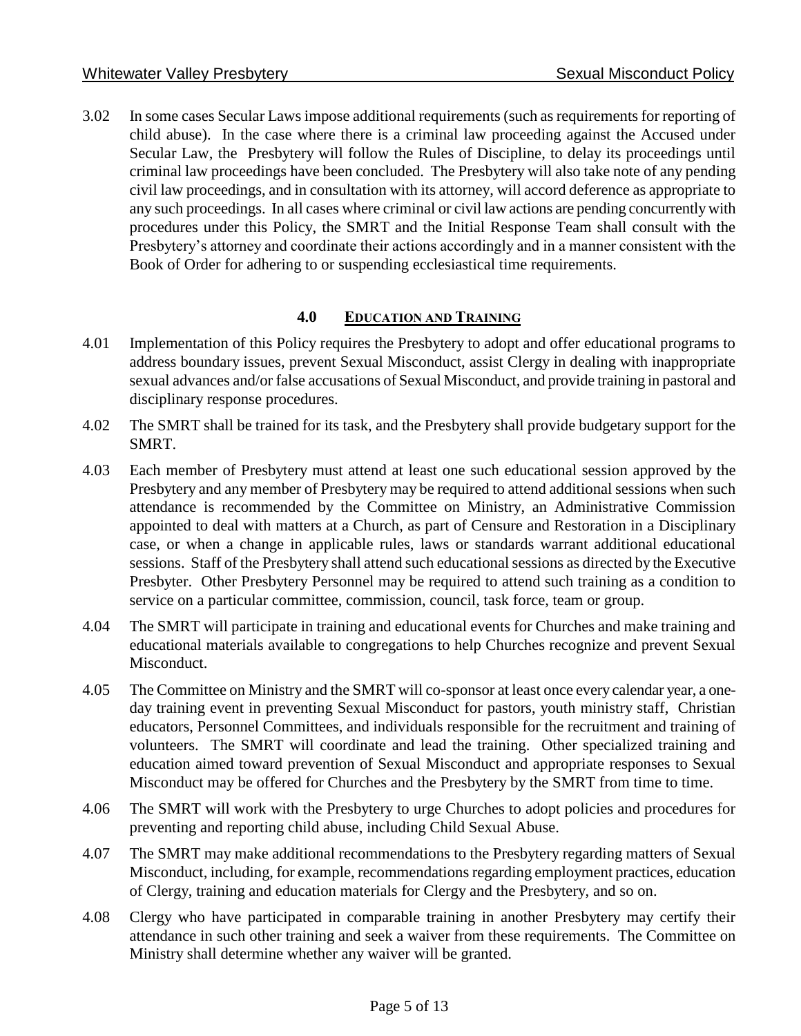3.02 In some cases Secular Laws impose additional requirements (such as requirements for reporting of child abuse). In the case where there is a criminal law proceeding against the Accused under Secular Law, the Presbytery will follow the Rules of Discipline, to delay its proceedings until criminal law proceedings have been concluded. The Presbytery will also take note of any pending civil law proceedings, and in consultation with its attorney, will accord deference as appropriate to any such proceedings. In all cases where criminal or civil law actions are pending concurrently with procedures under this Policy, the SMRT and the Initial Response Team shall consult with the Presbytery's attorney and coordinate their actions accordingly and in a manner consistent with the Book of Order for adhering to or suspending ecclesiastical time requirements.

## 4.0 EDUCATION AND TRAINING

4.01 Implementation of this Policy requires the Presbytery to adopt and offer educational programs to address boundary issues, prevent Sexual Misconduct, assist Clergy in dealing with inappropriate sexual advances and/or false accusations of Sexual Misconduct, and provide training in pastoral and disciplinary response procedures.

4.02 The SMRT shall be trained for its task, and the Presbytery shall provide budgetary support for the SMRT.

4.03 Each member of Presbytery must attend at least one such educational session approved by the Presbytery and any member of Presbytery may be required to attend additional sessions when such attendance is recommended by the Committee on Ministry, an Administrative Commission appointed to deal with matters at a Church, as part of Censure and Restoration in a Disciplinary case, or when a change in applicable rules, laws or standards warrant additional educational sessions. Staff of the Presbytery shall attend such educational sessions as directed by the Executive Presbyter. Other Presbytery Personnel may be required to attend such training as a condition to service on a particular committee, commission, council, task force, team or group.

4.04 The SMRT will participate in training and educational events for Churches and make training and educational materials available to congregations to help Churches recognize and prevent Sexual Misconduct.

4.05 The Committee on Ministry and the SMRT will co-sponsor at least once every calendar year, a one-day training event in preventing Sexual Misconduct for pastors, youth ministry staff, Christian educators, Personnel Committees, and individuals responsible for the recruitment and training of volunteers. The SMRT will coordinate and lead the training. Other specialized training and education aimed toward prevention of Sexual Misconduct and appropriate responses to Sexual Misconduct may be offered for Churches and the Presbytery by the SMRT from time to time.

4.06 The SMRT will work with the Presbytery to urge Churches to adopt policies and procedures for preventing and reporting child abuse, including Child Sexual Abuse.

4.07 The SMRT may make additional recommendations to the Presbytery regarding matters of Sexual Misconduct, including, for example, recommendations regarding employment practices, education of Clergy, training and education materials for Clergy and the Presbytery, and so on.

4.08 Clergy who have participated in comparable training in another Presbytery may certify their attendance in such other training and seek a waiver from these requirements. The Committee on Ministry shall determine whether any waiver will be granted.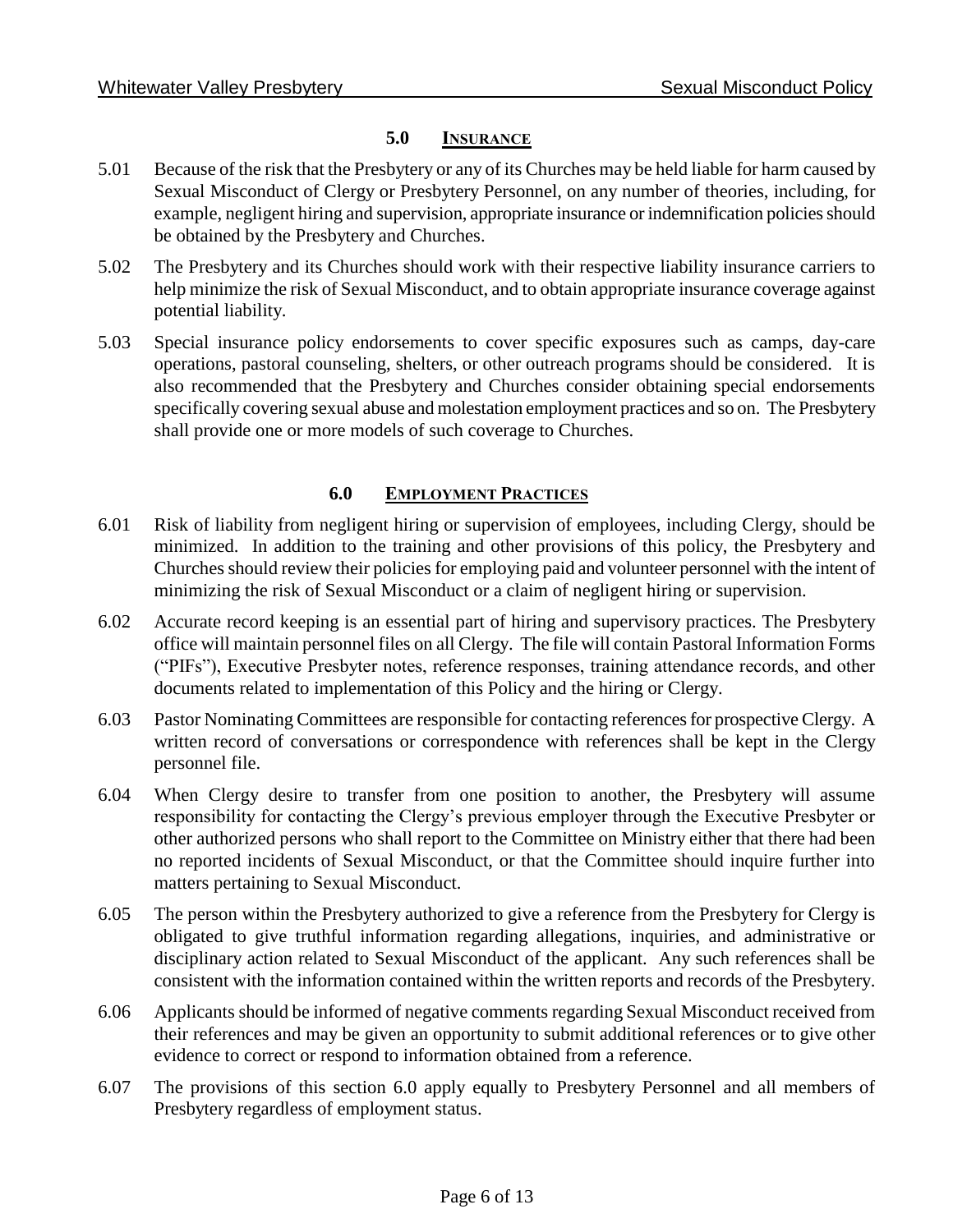## 5.0 INSURANCE

5.01 Because of the risk that the Presbytery or any of its Churches may be held liable for harm caused by Sexual Misconduct of Clergy or Presbytery Personnel, on any number of theories, including, for example, negligent hiring and supervision, appropriate insurance or indemnification policies should be obtained by the Presbytery and Churches.

5.02 The Presbytery and its Churches should work with their respective liability insurance carriers to help minimize the risk of Sexual Misconduct, and to obtain appropriate insurance coverage against potential liability.

5.03 Special insurance policy endorsements to cover specific exposures such as camps, day-care operations, pastoral counseling, shelters, or other outreach programs should be considered. It is also recommended that the Presbytery and Churches consider obtaining special endorsements specifically covering sexual abuse and molestation employment practices and so on. The Presbytery shall provide one or more models of such coverage to Churches.

## 6.0 EMPLOYMENT PRACTICES

6.01 Risk of liability from negligent hiring or supervision of employees, including Clergy, should be minimized. In addition to the training and other provisions of this policy, the Presbytery and Churches should review their policies for employing paid and volunteer personnel with the intent of minimizing the risk of Sexual Misconduct or a claim of negligent hiring or supervision.

6.02 Accurate record keeping is an essential part of hiring and supervisory practices. The Presbytery office will maintain personnel files on all Clergy. The file will contain Pastoral Information Forms ("PIFs"), Executive Presbyter notes, reference responses, training attendance records, and other documents related to implementation of this Policy and the hiring or Clergy.

6.03 Pastor Nominating Committees are responsible for contacting references for prospective Clergy. A written record of conversations or correspondence with references shall be kept in the Clergy personnel file.

6.04 When Clergy desire to transfer from one position to another, the Presbytery will assume responsibility for contacting the Clergy's previous employer through the Executive Presbyter or other authorized persons who shall report to the Committee on Ministry either that there had been no reported incidents of Sexual Misconduct, or that the Committee should inquire further into matters pertaining to Sexual Misconduct.

6.05 The person within the Presbytery authorized to give a reference from the Presbytery for Clergy is obligated to give truthful information regarding allegations, inquiries, and administrative or disciplinary action related to Sexual Misconduct of the applicant. Any such references shall be consistent with the information contained within the written reports and records of the Presbytery.

6.06 Applicants should be informed of negative comments regarding Sexual Misconduct received from their references and may be given an opportunity to submit additional references or to give other evidence to correct or respond to information obtained from a reference.

6.07 The provisions of this section 6.0 apply equally to Presbytery Personnel and all members of Presbytery regardless of employment status.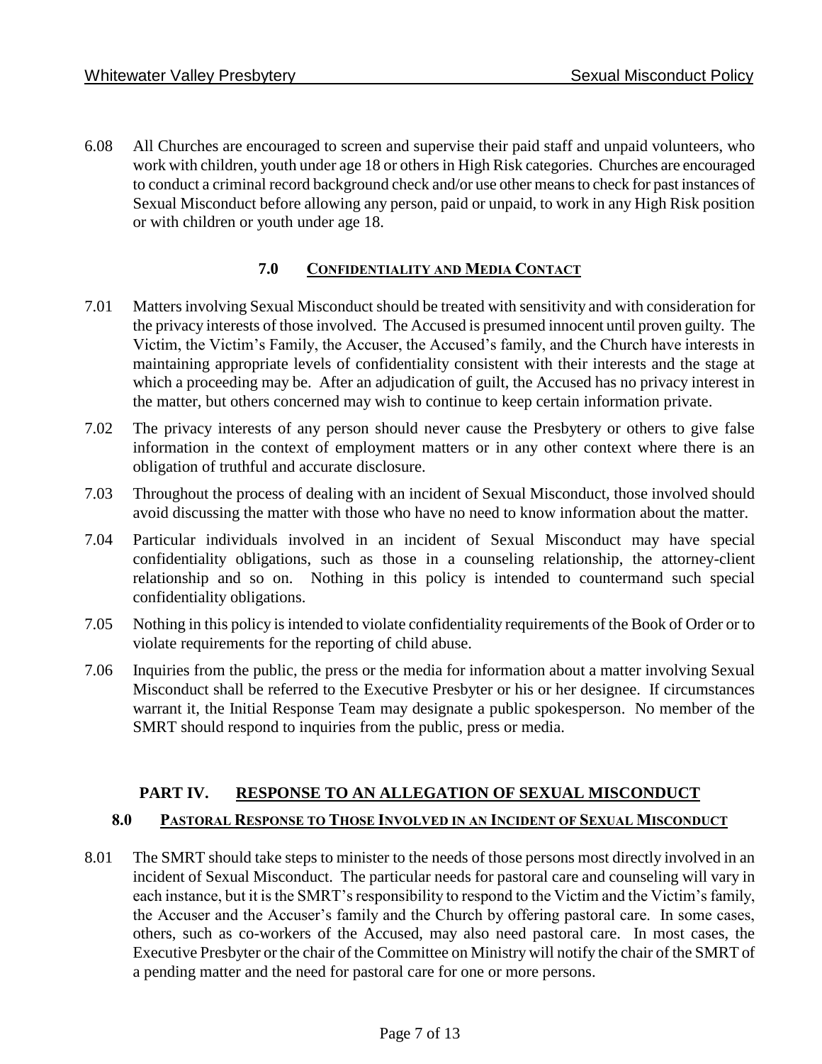6.08 All Churches are encouraged to screen and supervise their paid staff and unpaid volunteers, who work with children, youth under age 18 or others in High Risk categories. Churches are encouraged to conduct a criminal record background check and/or use other means to check for past instances of Sexual Misconduct before allowing any person, paid or unpaid, to work in any High Risk position or with children or youth under age 18.

### 7.0 CONFIDENTIALITY AND MEDIA CONTACT

7.01 Matters involving Sexual Misconduct should be treated with sensitivity and with consideration for the privacy interests of those involved. The Accused is presumed innocent until proven guilty. The Victim, the Victim's Family, the Accuser, the Accused's family, and the Church have interests in maintaining appropriate levels of confidentiality consistent with their interests and the stage at which a proceeding may be. After an adjudication of guilt, the Accused has no privacy interest in the matter, but others concerned may wish to continue to keep certain information private.

7.02 The privacy interests of any person should never cause the Presbytery or others to give false information in the context of employment matters or in any other context where there is an obligation of truthful and accurate disclosure.

7.03 Throughout the process of dealing with an incident of Sexual Misconduct, those involved should avoid discussing the matter with those who have no need to know information about the matter.

7.04 Particular individuals involved in an incident of Sexual Misconduct may have special confidentiality obligations, such as those in a counseling relationship, the attorney-client relationship and so on. Nothing in this policy is intended to countermand such special confidentiality obligations.

7.05 Nothing in this policy is intended to violate confidentiality requirements of the Book of Order or to violate requirements for the reporting of child abuse.

7.06 Inquiries from the public, the press or the media for information about a matter involving Sexual Misconduct shall be referred to the Executive Presbyter or his or her designee. If circumstances warrant it, the Initial Response Team may designate a public spokesperson. No member of the SMRT should respond to inquiries from the public, press or media.

## PART IV. RESPONSE TO AN ALLEGATION OF SEXUAL MISCONDUCT

### 8.0 PASTORAL RESPONSE TO THOSE INVOLVED IN AN INCIDENT OF SEXUAL MISCONDUCT

8.01 The SMRT should take steps to minister to the needs of those persons most directly involved in an incident of Sexual Misconduct. The particular needs for pastoral care and counseling will vary in each instance, but it is the SMRT's responsibility to respond to the Victim and the Victim's family, the Accuser and the Accuser's family and the Church by offering pastoral care. In some cases, others, such as co-workers of the Accused, may also need pastoral care. In most cases, the Executive Presbyter or the chair of the Committee on Ministry will notify the chair of the SMRT of a pending matter and the need for pastoral care for one or more persons.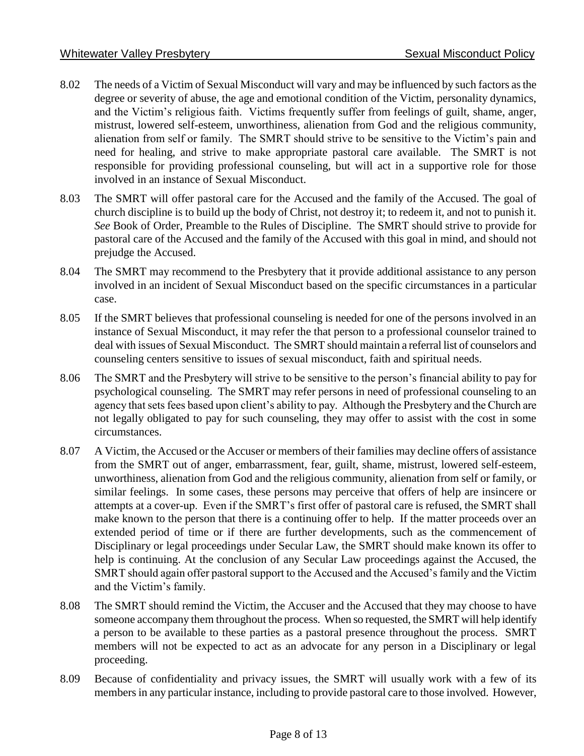8.02 The needs of a Victim of Sexual Misconduct will vary and may be influenced by such factors as the degree or severity of abuse, the age and emotional condition of the Victim, personality dynamics, and the Victim's religious faith. Victims frequently suffer from feelings of guilt, shame, anger, mistrust, lowered self-esteem, unworthiness, alienation from God and the religious community, alienation from self or family. The SMRT should strive to be sensitive to the Victim's pain and need for healing, and strive to make appropriate pastoral care available. The SMRT is not responsible for providing professional counseling, but will act in a supportive role for those involved in an instance of Sexual Misconduct.

8.03 The SMRT will offer pastoral care for the Accused and the family of the Accused. The goal of church discipline is to build up the body of Christ, not destroy it; to redeem it, and not to punish it. *See* Book of Order, Preamble to the Rules of Discipline. The SMRT should strive to provide for pastoral care of the Accused and the family of the Accused with this goal in mind, and should not prejudge the Accused.

8.04 The SMRT may recommend to the Presbytery that it provide additional assistance to any person involved in an incident of Sexual Misconduct based on the specific circumstances in a particular case.

8.05 If the SMRT believes that professional counseling is needed for one of the persons involved in an instance of Sexual Misconduct, it may refer the that person to a professional counselor trained to deal with issues of Sexual Misconduct. The SMRT should maintain a referral list of counselors and counseling centers sensitive to issues of sexual misconduct, faith and spiritual needs.

8.06 The SMRT and the Presbytery will strive to be sensitive to the person's financial ability to pay for psychological counseling. The SMRT may refer persons in need of professional counseling to an agency that sets fees based upon client's ability to pay. Although the Presbytery and the Church are not legally obligated to pay for such counseling, they may offer to assist with the cost in some circumstances.

8.07 A Victim, the Accused or the Accuser or members of their families may decline offers of assistance from the SMRT out of anger, embarrassment, fear, guilt, shame, mistrust, lowered self-esteem, unworthiness, alienation from God and the religious community, alienation from self or family, or similar feelings. In some cases, these persons may perceive that offers of help are insincere or attempts at a cover-up. Even if the SMRT's first offer of pastoral care is refused, the SMRT shall make known to the person that there is a continuing offer to help. If the matter proceeds over an extended period of time or if there are further developments, such as the commencement of Disciplinary or legal proceedings under Secular Law, the SMRT should make known its offer to help is continuing. At the conclusion of any Secular Law proceedings against the Accused, the SMRT should again offer pastoral support to the Accused and the Accused's family and the Victim and the Victim's family.

8.08 The SMRT should remind the Victim, the Accuser and the Accused that they may choose to have someone accompany them throughout the process. When so requested, the SMRT will help identify a person to be available to these parties as a pastoral presence throughout the process. SMRT members will not be expected to act as an advocate for any person in a Disciplinary or legal proceeding.

8.09 Because of confidentiality and privacy issues, the SMRT will usually work with a few of its members in any particular instance, including to provide pastoral care to those involved. However,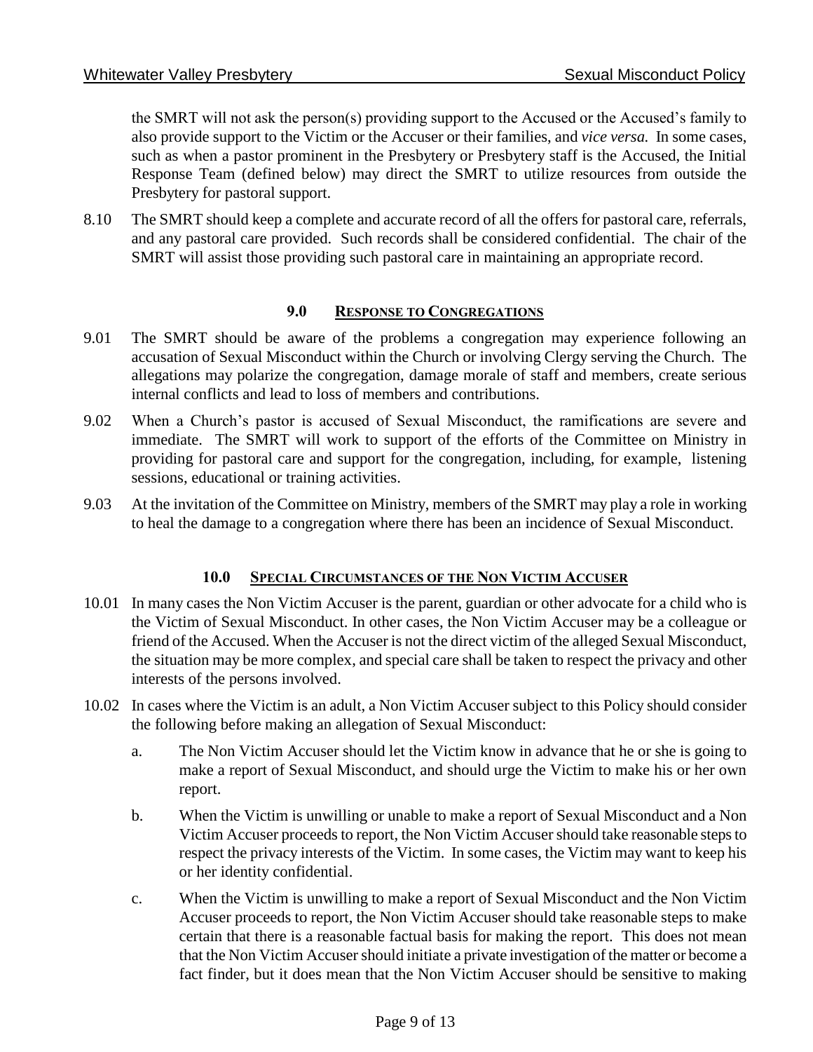the SMRT will not ask the person(s) providing support to the Accused or the Accused's family to also provide support to the Victim or the Accuser or their families, and *vice versa.* In some cases, such as when a pastor prominent in the Presbytery or Presbytery staff is the Accused, the Initial Response Team (defined below) may direct the SMRT to utilize resources from outside the Presbytery for pastoral support.

8.10 The SMRT should keep a complete and accurate record of all the offers for pastoral care, referrals, and any pastoral care provided. Such records shall be considered confidential. The chair of the SMRT will assist those providing such pastoral care in maintaining an appropriate record.

## 9.0 RESPONSE TO CONGREGATIONS

9.01 The SMRT should be aware of the problems a congregation may experience following an accusation of Sexual Misconduct within the Church or involving Clergy serving the Church. The allegations may polarize the congregation, damage morale of staff and members, create serious internal conflicts and lead to loss of members and contributions.

9.02 When a Church's pastor is accused of Sexual Misconduct, the ramifications are severe and immediate. The SMRT will work to support of the efforts of the Committee on Ministry in providing for pastoral care and support for the congregation, including, for example, listening sessions, educational or training activities.

9.03 At the invitation of the Committee on Ministry, members of the SMRT may play a role in working to heal the damage to a congregation where there has been an incidence of Sexual Misconduct.

## 10.0 SPECIAL CIRCUMSTANCES OF THE NON VICTIM ACCUSER

10.01 In many cases the Non Victim Accuser is the parent, guardian or other advocate for a child who is the Victim of Sexual Misconduct. In other cases, the Non Victim Accuser may be a colleague or friend of the Accused. When the Accuser is not the direct victim of the alleged Sexual Misconduct, the situation may be more complex, and special care shall be taken to respect the privacy and other interests of the persons involved.

10.02 In cases where the Victim is an adult, a Non Victim Accuser subject to this Policy should consider the following before making an allegation of Sexual Misconduct:

a. The Non Victim Accuser should let the Victim know in advance that he or she is going to make a report of Sexual Misconduct, and should urge the Victim to make his or her own report.

b. When the Victim is unwilling or unable to make a report of Sexual Misconduct and a Non Victim Accuser proceeds to report, the Non Victim Accuser should take reasonable steps to respect the privacy interests of the Victim. In some cases, the Victim may want to keep his or her identity confidential.

c. When the Victim is unwilling to make a report of Sexual Misconduct and the Non Victim Accuser proceeds to report, the Non Victim Accuser should take reasonable steps to make certain that there is a reasonable factual basis for making the report. This does not mean that the Non Victim Accuser should initiate a private investigation of the matter or become a fact finder, but it does mean that the Non Victim Accuser should be sensitive to making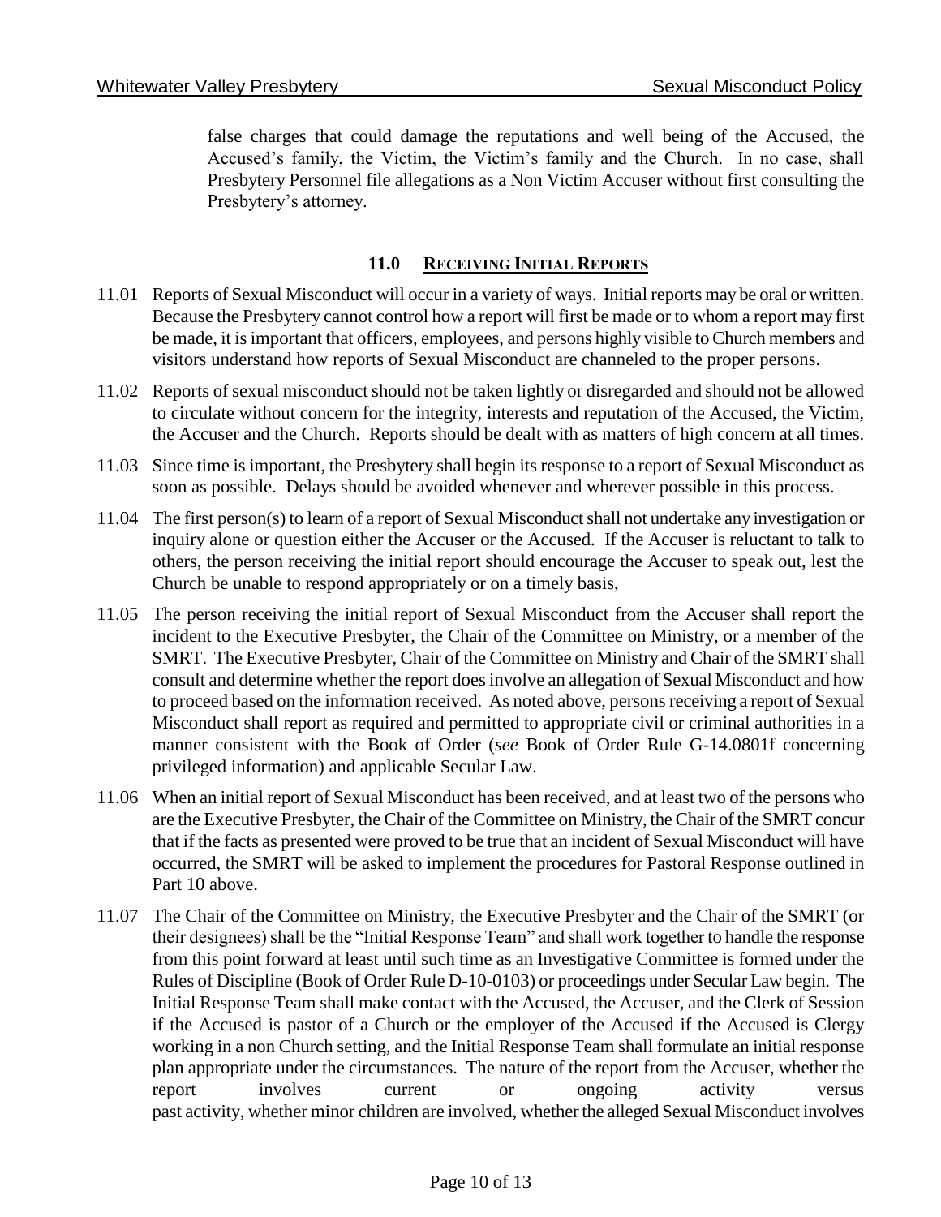false charges that could damage the reputations and well being of the Accused, the Accused's family, the Victim, the Victim's family and the Church. In no case, shall Presbytery Personnel file allegations as a Non Victim Accuser without first consulting the Presbytery's attorney.

## 11.0 RECEIVING INITIAL REPORTS

11.01 Reports of Sexual Misconduct will occur in a variety of ways. Initial reports may be oral or written. Because the Presbytery cannot control how a report will first be made or to whom a report may first be made, it is important that officers, employees, and persons highly visible to Church members and visitors understand how reports of Sexual Misconduct are channeled to the proper persons.

11.02 Reports of sexual misconduct should not be taken lightly or disregarded and should not be allowed to circulate without concern for the integrity, interests and reputation of the Accused, the Victim, the Accuser and the Church. Reports should be dealt with as matters of high concern at all times.

11.03 Since time is important, the Presbytery shall begin its response to a report of Sexual Misconduct as soon as possible. Delays should be avoided whenever and wherever possible in this process.

11.04 The first person(s) to learn of a report of Sexual Misconduct shall not undertake any investigation or inquiry alone or question either the Accuser or the Accused. If the Accuser is reluctant to talk to others, the person receiving the initial report should encourage the Accuser to speak out, lest the Church be unable to respond appropriately or on a timely basis,

11.05 The person receiving the initial report of Sexual Misconduct from the Accuser shall report the incident to the Executive Presbyter, the Chair of the Committee on Ministry, or a member of the SMRT. The Executive Presbyter, Chair of the Committee on Ministry and Chair of the SMRT shall consult and determine whether the report does involve an allegation of Sexual Misconduct and how to proceed based on the information received. As noted above, persons receiving a report of Sexual Misconduct shall report as required and permitted to appropriate civil or criminal authorities in a manner consistent with the Book of Order (*see* Book of Order Rule G-14.0801f concerning privileged information) and applicable Secular Law.

11.06 When an initial report of Sexual Misconduct has been received, and at least two of the persons who are the Executive Presbyter, the Chair of the Committee on Ministry, the Chair of the SMRT concur that if the facts as presented were proved to be true that an incident of Sexual Misconduct will have occurred, the SMRT will be asked to implement the procedures for Pastoral Response outlined in Part 10 above.

11.07 The Chair of the Committee on Ministry, the Executive Presbyter and the Chair of the SMRT (or their designees) shall be the "Initial Response Team" and shall work together to handle the response from this point forward at least until such time as an Investigative Committee is formed under the Rules of Discipline (Book of Order Rule D-10-0103) or proceedings under Secular Law begin. The Initial Response Team shall make contact with the Accused, the Accuser, and the Clerk of Session if the Accused is pastor of a Church or the employer of the Accused if the Accused is Clergy working in a non Church setting, and the Initial Response Team shall formulate an initial response plan appropriate under the circumstances. The nature of the report from the Accuser, whether the report involves current or ongoing activity versus past activity, whether minor children are involved, whether the alleged Sexual Misconduct involves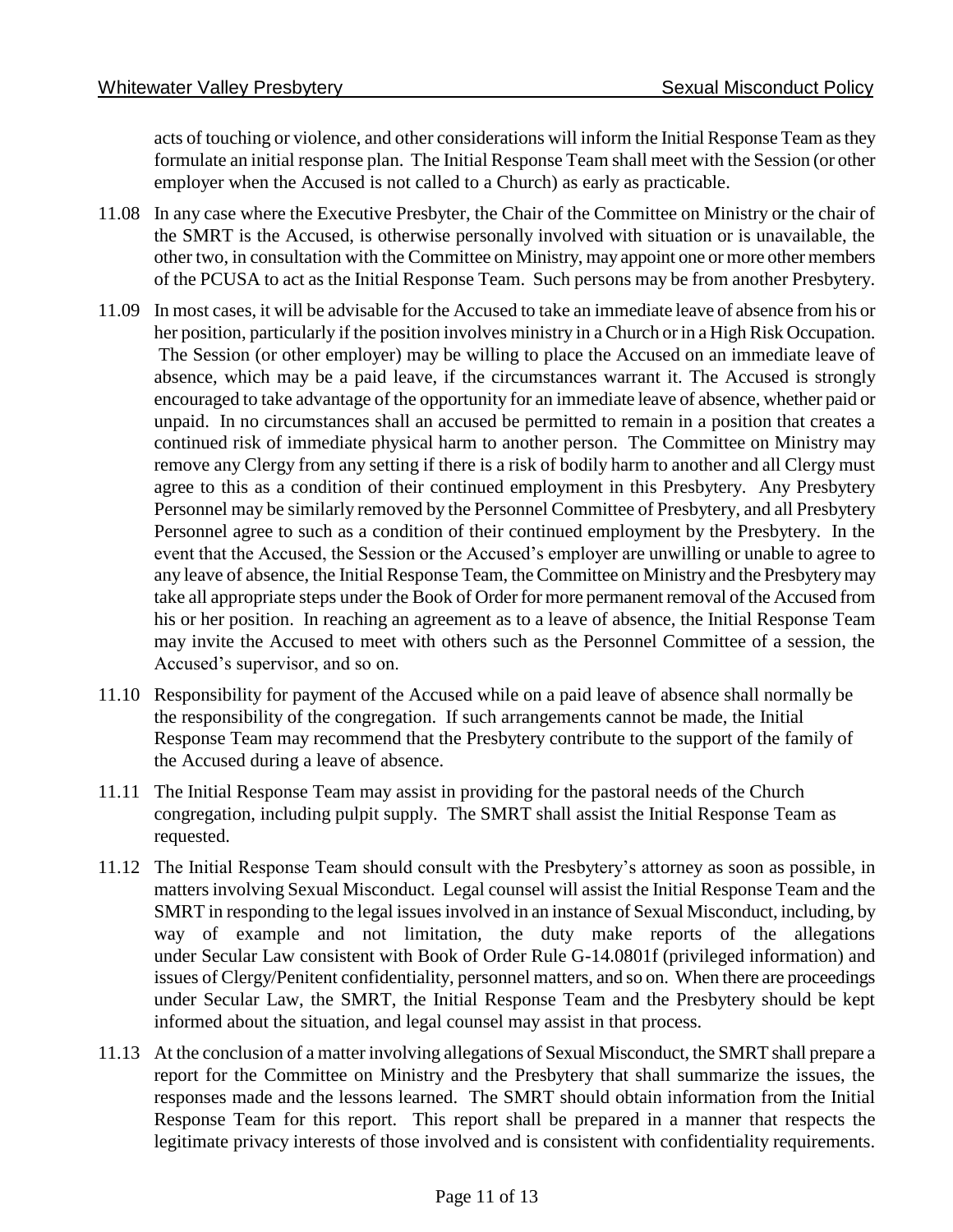acts of touching or violence, and other considerations will inform the Initial Response Team as they formulate an initial response plan. The Initial Response Team shall meet with the Session (or other employer when the Accused is not called to a Church) as early as practicable.

11.08 In any case where the Executive Presbyter, the Chair of the Committee on Ministry or the chair of the SMRT is the Accused, is otherwise personally involved with situation or is unavailable, the other two, in consultation with the Committee on Ministry, may appoint one or more other members of the PCUSA to act as the Initial Response Team. Such persons may be from another Presbytery.

11.09 In most cases, it will be advisable for the Accused to take an immediate leave of absence from his or her position, particularly if the position involves ministry in a Church or in a High Risk Occupation. The Session (or other employer) may be willing to place the Accused on an immediate leave of absence, which may be a paid leave, if the circumstances warrant it. The Accused is strongly encouraged to take advantage of the opportunity for an immediate leave of absence, whether paid or unpaid. In no circumstances shall an accused be permitted to remain in a position that creates a continued risk of immediate physical harm to another person. The Committee on Ministry may remove any Clergy from any setting if there is a risk of bodily harm to another and all Clergy must agree to this as a condition of their continued employment in this Presbytery. Any Presbytery Personnel may be similarly removed by the Personnel Committee of Presbytery, and all Presbytery Personnel agree to such as a condition of their continued employment by the Presbytery. In the event that the Accused, the Session or the Accused's employer are unwilling or unable to agree to any leave of absence, the Initial Response Team, the Committee on Ministry and the Presbytery may take all appropriate steps under the Book of Order for more permanent removal of the Accused from his or her position. In reaching an agreement as to a leave of absence, the Initial Response Team may invite the Accused to meet with others such as the Personnel Committee of a session, the Accused's supervisor, and so on.

11.10 Responsibility for payment of the Accused while on a paid leave of absence shall normally be the responsibility of the congregation. If such arrangements cannot be made, the Initial Response Team may recommend that the Presbytery contribute to the support of the family of the Accused during a leave of absence.

11.11 The Initial Response Team may assist in providing for the pastoral needs of the Church congregation, including pulpit supply. The SMRT shall assist the Initial Response Team as requested.

11.12 The Initial Response Team should consult with the Presbytery's attorney as soon as possible, in matters involving Sexual Misconduct. Legal counsel will assist the Initial Response Team and the SMRT in responding to the legal issues involved in an instance of Sexual Misconduct, including, by way of example and not limitation, the duty make reports of the allegations under Secular Law consistent with Book of Order Rule G-14.0801f (privileged information) and issues of Clergy/Penitent confidentiality, personnel matters, and so on. When there are proceedings under Secular Law, the SMRT, the Initial Response Team and the Presbytery should be kept informed about the situation, and legal counsel may assist in that process.

11.13 At the conclusion of a matter involving allegations of Sexual Misconduct, the SMRT shall prepare a report for the Committee on Ministry and the Presbytery that shall summarize the issues, the responses made and the lessons learned. The SMRT should obtain information from the Initial Response Team for this report. This report shall be prepared in a manner that respects the legitimate privacy interests of those involved and is consistent with confidentiality requirements.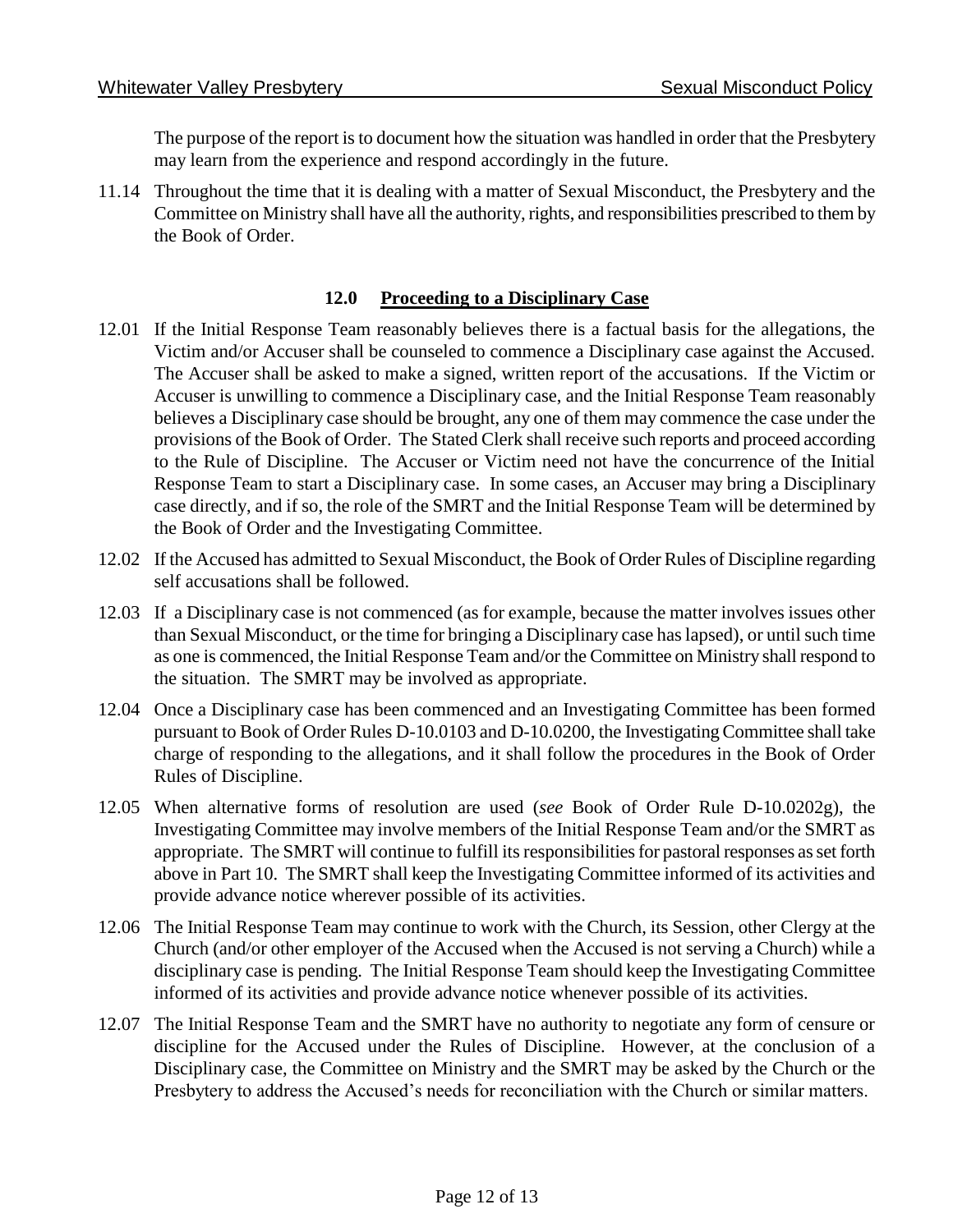The purpose of the report is to document how the situation was handled in order that the Presbytery may learn from the experience and respond accordingly in the future.

11.14 Throughout the time that it is dealing with a matter of Sexual Misconduct, the Presbytery and the Committee on Ministry shall have all the authority, rights, and responsibilities prescribed to them by the Book of Order.

## 12.0 Proceeding to a Disciplinary Case

12.01 If the Initial Response Team reasonably believes there is a factual basis for the allegations, the Victim and/or Accuser shall be counseled to commence a Disciplinary case against the Accused. The Accuser shall be asked to make a signed, written report of the accusations. If the Victim or Accuser is unwilling to commence a Disciplinary case, and the Initial Response Team reasonably believes a Disciplinary case should be brought, any one of them may commence the case under the provisions of the Book of Order. The Stated Clerk shall receive such reports and proceed according to the Rule of Discipline. The Accuser or Victim need not have the concurrence of the Initial Response Team to start a Disciplinary case. In some cases, an Accuser may bring a Disciplinary case directly, and if so, the role of the SMRT and the Initial Response Team will be determined by the Book of Order and the Investigating Committee.

12.02 If the Accused has admitted to Sexual Misconduct, the Book of Order Rules of Discipline regarding self accusations shall be followed.

12.03 If a Disciplinary case is not commenced (as for example, because the matter involves issues other than Sexual Misconduct, or the time for bringing a Disciplinary case has lapsed), or until such time as one is commenced, the Initial Response Team and/or the Committee on Ministry shall respond to the situation. The SMRT may be involved as appropriate.

12.04 Once a Disciplinary case has been commenced and an Investigating Committee has been formed pursuant to Book of Order Rules D-10.0103 and D-10.0200, the Investigating Committee shall take charge of responding to the allegations, and it shall follow the procedures in the Book of Order Rules of Discipline.

12.05 When alternative forms of resolution are used (*see* Book of Order Rule D-10.0202g), the Investigating Committee may involve members of the Initial Response Team and/or the SMRT as appropriate. The SMRT will continue to fulfill its responsibilities for pastoral responses as set forth above in Part 10. The SMRT shall keep the Investigating Committee informed of its activities and provide advance notice wherever possible of its activities.

12.06 The Initial Response Team may continue to work with the Church, its Session, other Clergy at the Church (and/or other employer of the Accused when the Accused is not serving a Church) while a disciplinary case is pending. The Initial Response Team should keep the Investigating Committee informed of its activities and provide advance notice whenever possible of its activities.

12.07 The Initial Response Team and the SMRT have no authority to negotiate any form of censure or discipline for the Accused under the Rules of Discipline. However, at the conclusion of a Disciplinary case, the Committee on Ministry and the SMRT may be asked by the Church or the Presbytery to address the Accused's needs for reconciliation with the Church or similar matters.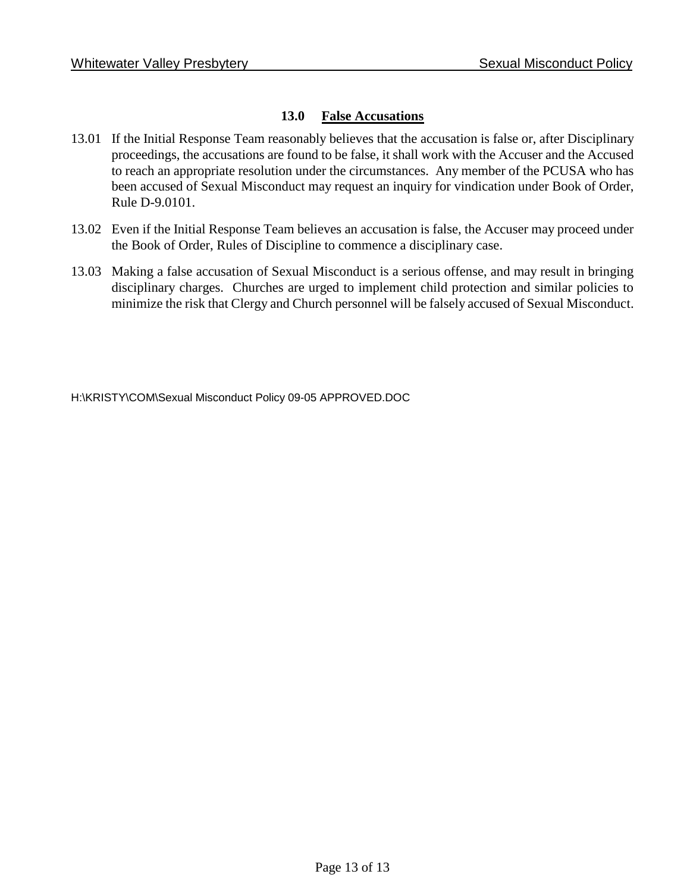## 13.0 False Accusations

13.01 If the Initial Response Team reasonably believes that the accusation is false or, after Disciplinary proceedings, the accusations are found to be false, it shall work with the Accuser and the Accused to reach an appropriate resolution under the circumstances. Any member of the PCUSA who has been accused of Sexual Misconduct may request an inquiry for vindication under Book of Order, Rule D-9.0101.

13.02 Even if the Initial Response Team believes an accusation is false, the Accuser may proceed under the Book of Order, Rules of Discipline to commence a disciplinary case.

13.03 Making a false accusation of Sexual Misconduct is a serious offense, and may result in bringing disciplinary charges. Churches are urged to implement child protection and similar policies to minimize the risk that Clergy and Church personnel will be falsely accused of Sexual Misconduct.

H:\KRISTY\COM\Sexual Misconduct Policy 09-05 APPROVED.DOC